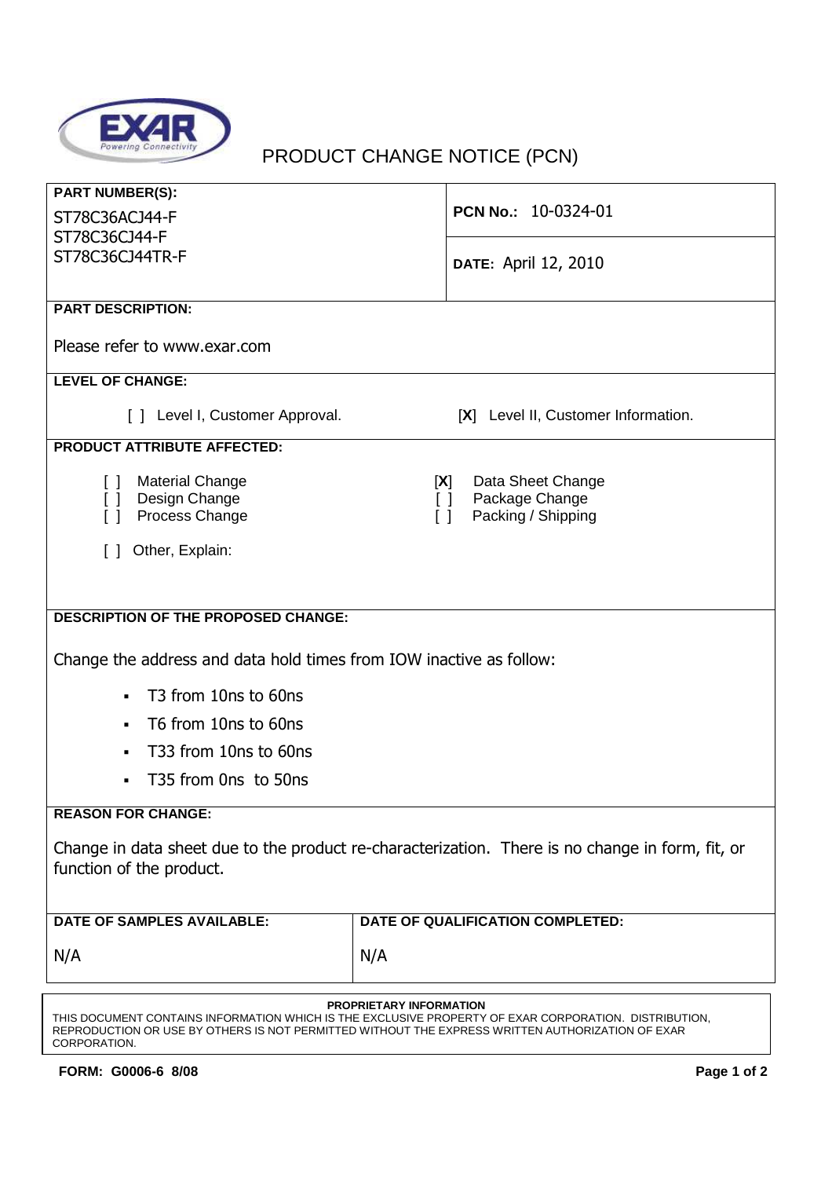# PRODUCT CHANGE NOTICE (PCN)

| **PART NUMBER(S):** | |
|---|---|
| ST78C36ACJ44-F<br>ST78C36CJ44-F<br>ST78C36CJ44TR-F | **PCN No.:** 10-0324-01<br><br>**DATE:** April 12, 2010 |

**PART DESCRIPTION:**

Please refer to www.exar.com

**LEVEL OF CHANGE:**

[ ] Level I, Customer Approval. [X] Level II, Customer Information.

**PRODUCT ATTRIBUTE AFFECTED:**

- [ ] Material Change
- [ ] Design Change
- [ ] Process Change
- [X] Data Sheet Change
- [ ] Package Change
- [ ] Packing / Shipping
- [ ] Other, Explain:

**DESCRIPTION OF THE PROPOSED CHANGE:**

Change the address and data hold times from IOW inactive as follow:

- T3 from 10ns to 60ns
- T6 from 10ns to 60ns
- T33 from 10ns to 60ns
- T35 from 0ns to 50ns

**REASON FOR CHANGE:**

Change in data sheet due to the product re-characterization. There is no change in form, fit, or function of the product.

| **DATE OF SAMPLES AVAILABLE:** | **DATE OF QUALIFICATION COMPLETED:** |
|---|---|
| N/A | N/A |

**PROPRIETARY INFORMATION**

THIS DOCUMENT CONTAINS INFORMATION WHICH IS THE EXCLUSIVE PROPERTY OF EXAR CORPORATION. DISTRIBUTION, REPRODUCTION OR USE BY OTHERS IS NOT PERMITTED WITHOUT THE EXPRESS WRITTEN AUTHORIZATION OF EXAR CORPORATION.

**FORM: G0006-6 8/08**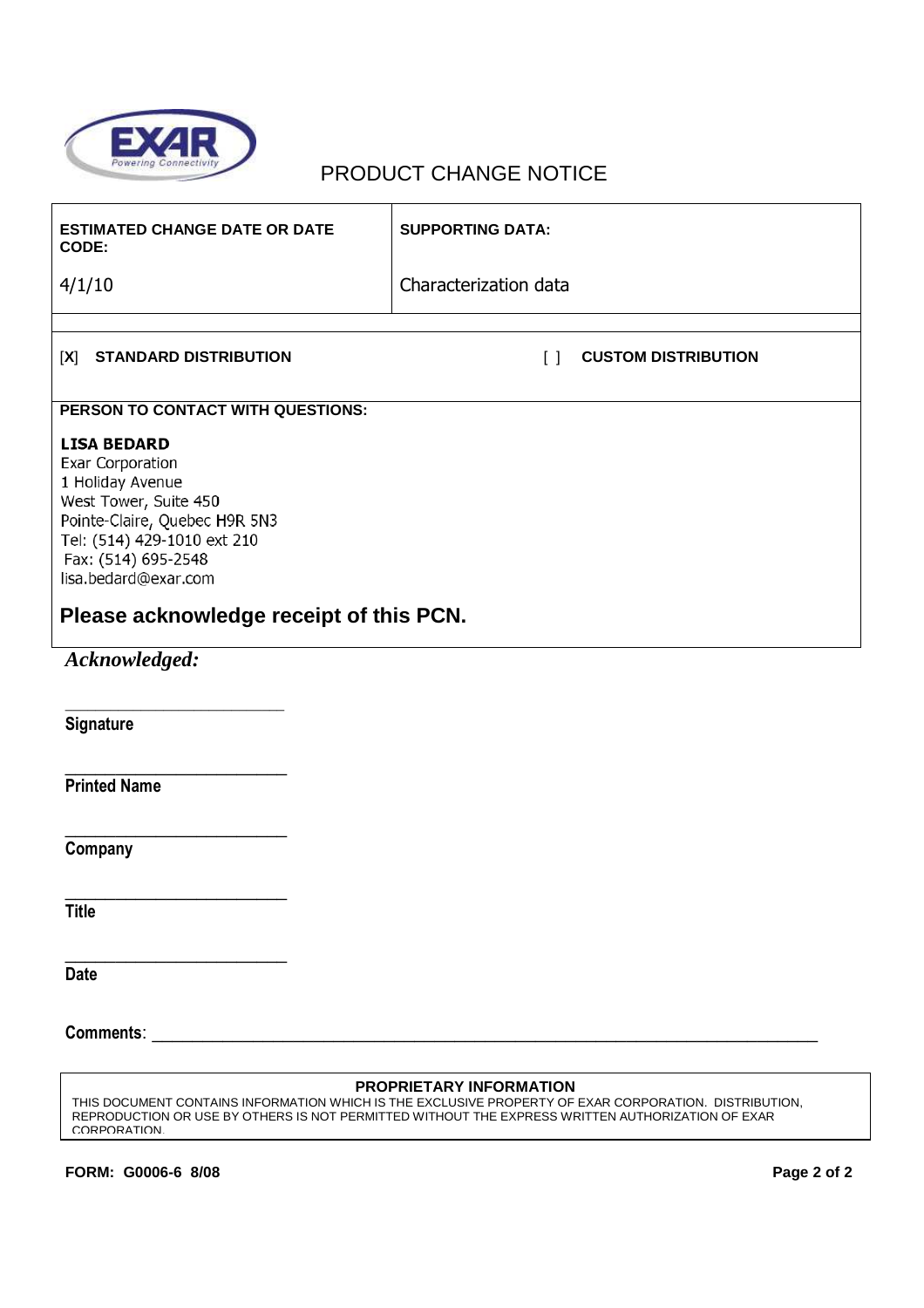# PRODUCT CHANGE NOTICE

| ESTIMATED CHANGE DATE OR DATE CODE: | SUPPORTING DATA: |
|---|---|
| 4/1/10 | Characterization data |

[X] **STANDARD DISTRIBUTION** [ ] **CUSTOM DISTRIBUTION**

**PERSON TO CONTACT WITH QUESTIONS:**

**LISA BEDARD**
Exar Corporation
1 Holiday Avenue
West Tower, Suite 450
Pointe-Claire, Quebec H9R 5N3
Tel: (514) 429-1010 ext 210
Fax: (514) 695-2548
lisa.bedard@exar.com

**Please acknowledge receipt of this PCN.**

***Acknowledged:***

___________________________
**Signature**

___________________________
**Printed Name**

___________________________
**Company**

___________________________
**Title**

___________________________
**Date**

**Comments**: ________________________________________________________________________________

**PROPRIETARY INFORMATION**
THIS DOCUMENT CONTAINS INFORMATION WHICH IS THE EXCLUSIVE PROPERTY OF EXAR CORPORATION. DISTRIBUTION, REPRODUCTION OR USE BY OTHERS IS NOT PERMITTED WITHOUT THE EXPRESS WRITTEN AUTHORIZATION OF EXAR CORPORATION.

**FORM: G0006-6 8/08**